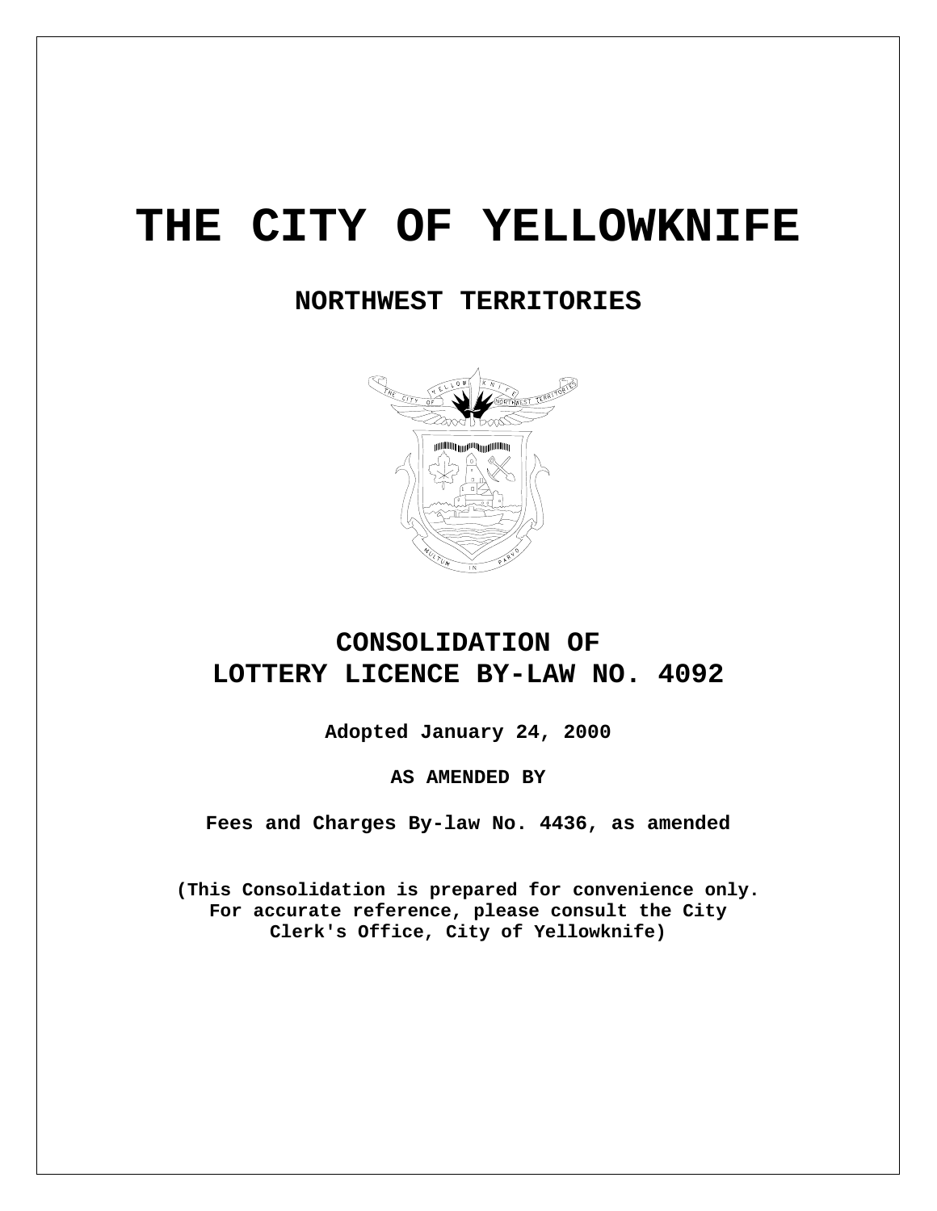# THE CITY OF YELLOWKNIFE

## NORTHWEST TERRITORIES

## CONSOLIDATION OF LOTTERY LICENCE BY-LAW NO. 4092

**Adopted January 24, 2000**

**AS AMENDED BY**

**Fees and Charges By-law No. 4436, as amended**

**(This Consolidation is prepared for convenience only. For accurate reference, please consult the City Clerk's Office, City of Yellowknife)**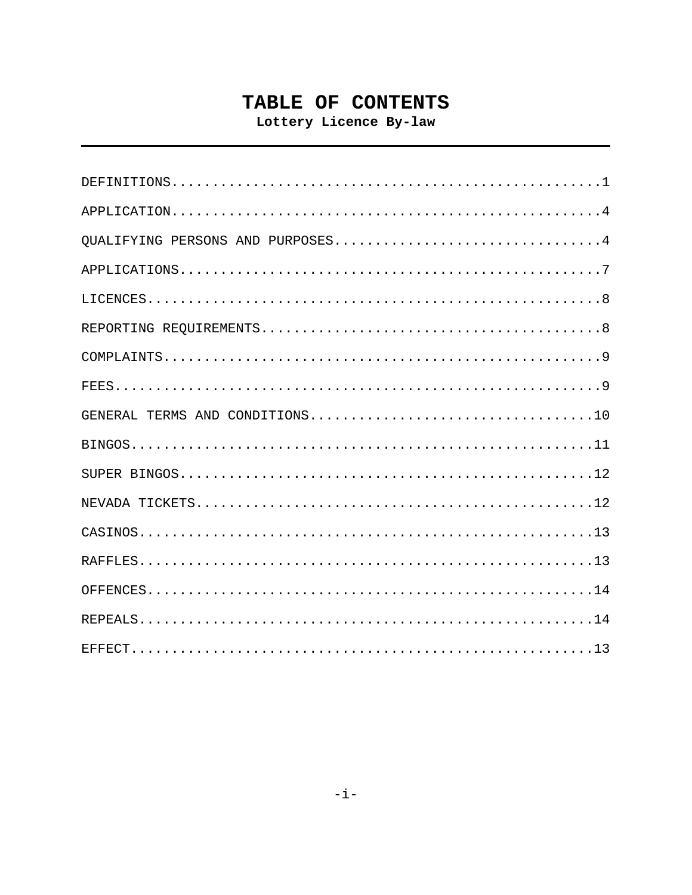# TABLE OF CONTENTS

**Lottery Licence By-law**

DEFINITIONS.....................................................1

APPLICATION.....................................................4

QUALIFYING PERSONS AND PURPOSES.................................4

APPLICATIONS....................................................7

LICENCES........................................................8

REPORTING REQUIREMENTS..........................................8

COMPLAINTS......................................................9

FEES............................................................9

GENERAL TERMS AND CONDITIONS...................................10

BINGOS.........................................................11

SUPER BINGOS...................................................12

NEVADA TICKETS.................................................12

CASINOS........................................................13

RAFFLES........................................................13

OFFENCES.......................................................14

REPEALS........................................................14

EFFECT.........................................................13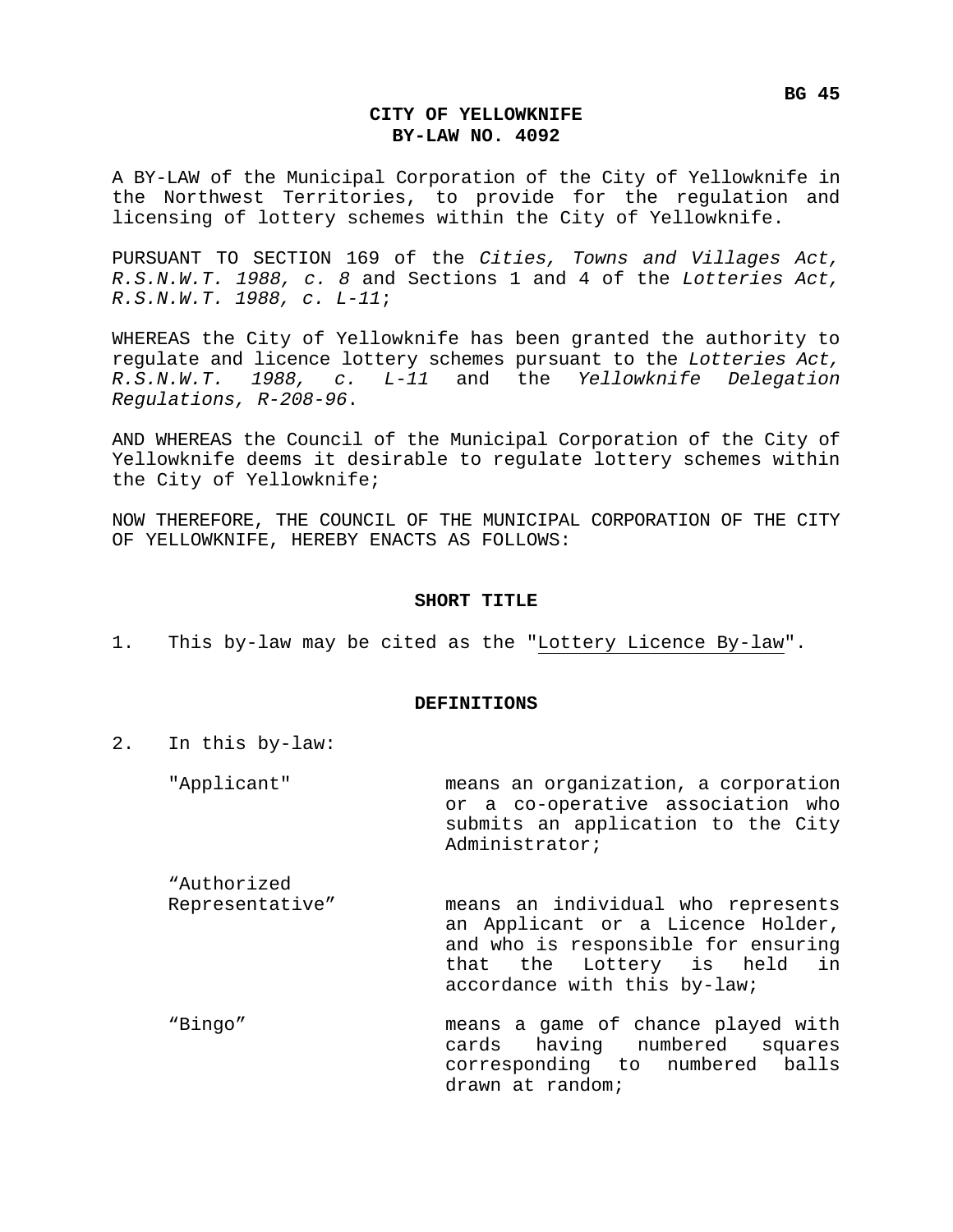BG 45

# CITY OF YELLOWKNIFE
## BY-LAW NO. 4092

A BY-LAW of the Municipal Corporation of the City of Yellowknife in the Northwest Territories, to provide for the regulation and licensing of lottery schemes within the City of Yellowknife.

PURSUANT TO SECTION 169 of the *Cities, Towns and Villages Act, R.S.N.W.T. 1988, c. 8* and Sections 1 and 4 of the *Lotteries Act, R.S.N.W.T. 1988, c. L-11*;

WHEREAS the City of Yellowknife has been granted the authority to regulate and licence lottery schemes pursuant to the *Lotteries Act, R.S.N.W.T. 1988, c. L-11* and the *Yellowknife Delegation Regulations, R-208-96*.

AND WHEREAS the Council of the Municipal Corporation of the City of Yellowknife deems it desirable to regulate lottery schemes within the City of Yellowknife;

NOW THEREFORE, THE COUNCIL OF THE MUNICIPAL CORPORATION OF THE CITY OF YELLOWKNIFE, HEREBY ENACTS AS FOLLOWS:

### SHORT TITLE

1. This by-law may be cited as the "Lottery Licence By-law".

### DEFINITIONS

2. In this by-law:

"Applicant" means an organization, a corporation or a co-operative association who submits an application to the City Administrator;

"Authorized Representative" means an individual who represents an Applicant or a Licence Holder, and who is responsible for ensuring that the Lottery is held in accordance with this by-law;

"Bingo" means a game of chance played with cards having numbered squares corresponding to numbered balls drawn at random;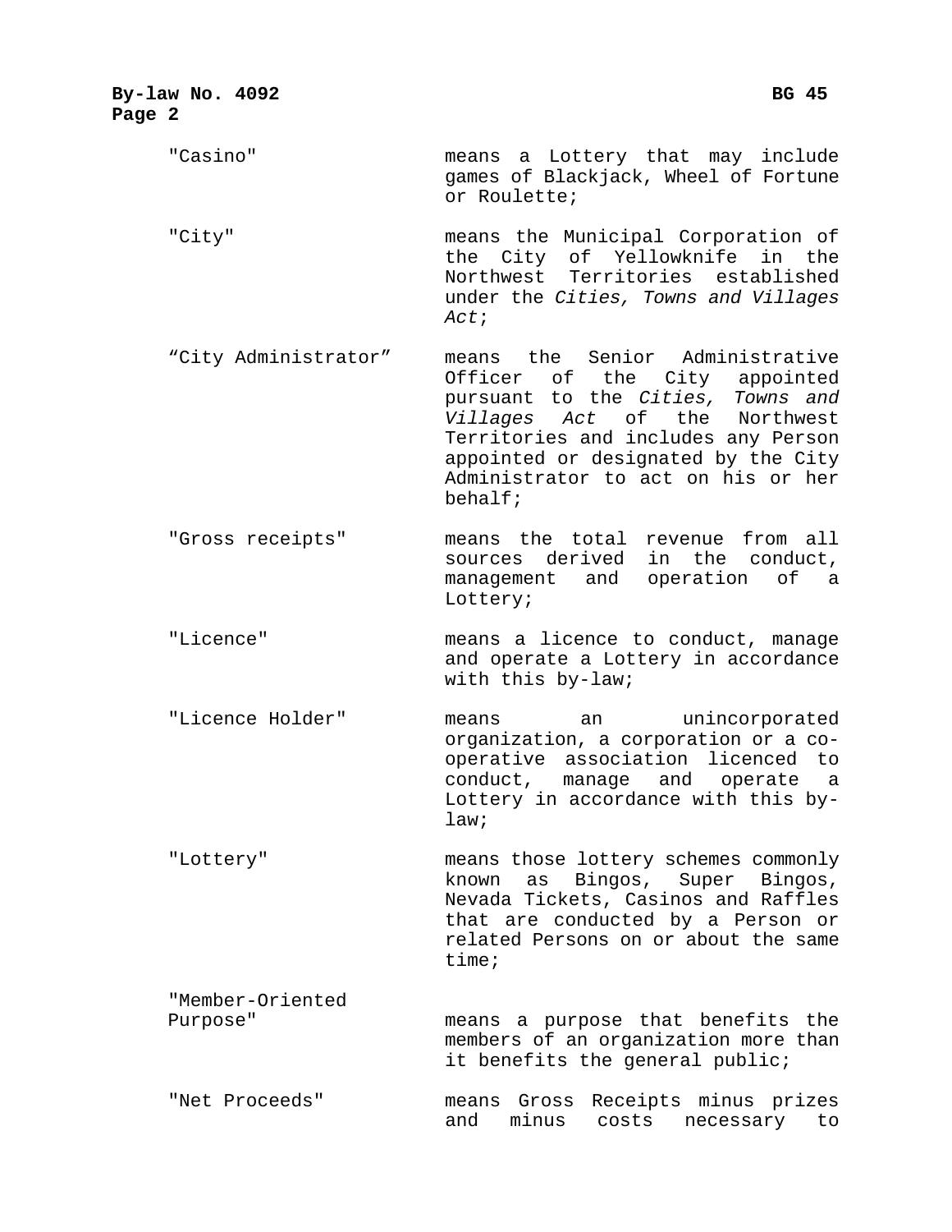"Casino" means a Lottery that may include games of Blackjack, Wheel of Fortune or Roulette;

"City" means the Municipal Corporation of the City of Yellowknife in the Northwest Territories established under the *Cities, Towns and Villages Act*;

"City Administrator" means the Senior Administrative Officer of the City appointed pursuant to the *Cities, Towns and Villages Act* of the Northwest Territories and includes any Person appointed or designated by the City Administrator to act on his or her behalf;

"Gross receipts" means the total revenue from all sources derived in the conduct, management and operation of a Lottery;

"Licence" means a licence to conduct, manage and operate a Lottery in accordance with this by-law;

"Licence Holder" means an unincorporated organization, a corporation or a co-operative association licenced to conduct, manage and operate a Lottery in accordance with this by-law;

"Lottery" means those lottery schemes commonly known as Bingos, Super Bingos, Nevada Tickets, Casinos and Raffles that are conducted by a Person or related Persons on or about the same time;

"Member-Oriented Purpose" means a purpose that benefits the members of an organization more than it benefits the general public;

"Net Proceeds" means Gross Receipts minus prizes and minus costs necessary to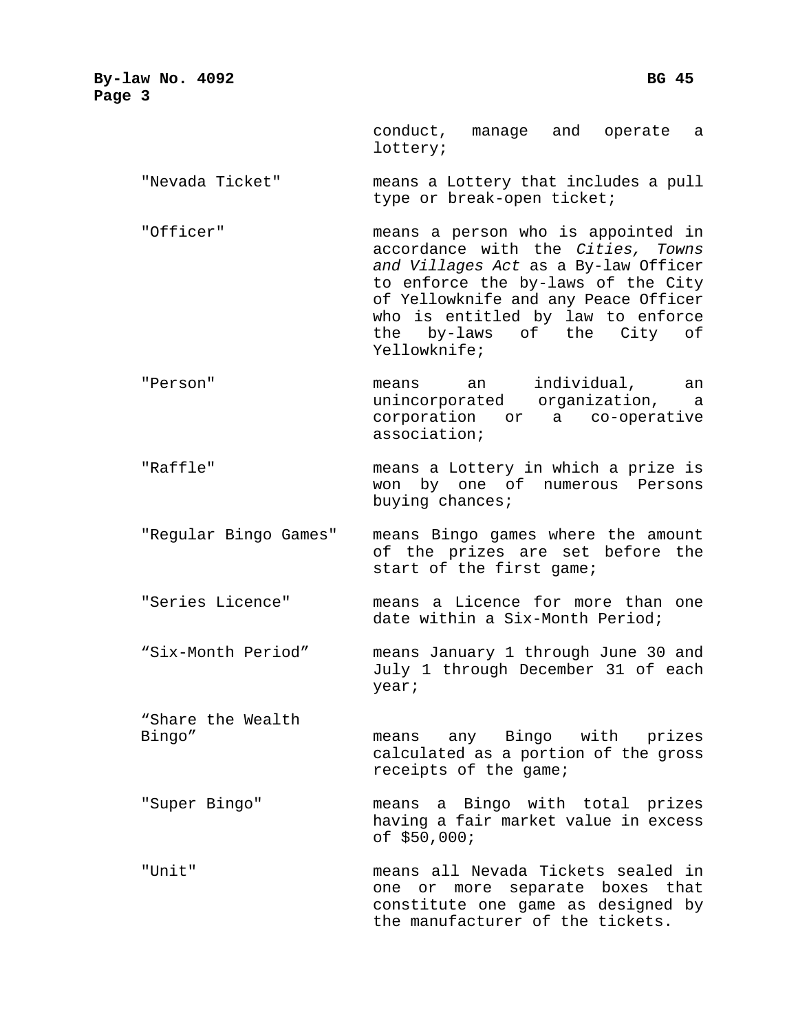conduct, manage and operate a lottery;

| | |
|---|---|
| "Nevada Ticket" | means a Lottery that includes a pull type or break-open ticket; |
| "Officer" | means a person who is appointed in accordance with the *Cities, Towns and Villages Act* as a By-law Officer to enforce the by-laws of the City of Yellowknife and any Peace Officer who is entitled by law to enforce the by-laws of the City of Yellowknife; |
| "Person" | means an individual, an unincorporated organization, a corporation or a co-operative association; |
| "Raffle" | means a Lottery in which a prize is won by one of numerous Persons buying chances; |
| "Regular Bingo Games" | means Bingo games where the amount of the prizes are set before the start of the first game; |
| "Series Licence" | means a Licence for more than one date within a Six-Month Period; |
| "Six-Month Period" | means January 1 through June 30 and July 1 through December 31 of each year; |
| "Share the Wealth Bingo" | means any Bingo with prizes calculated as a portion of the gross receipts of the game; |
| "Super Bingo" | means a Bingo with total prizes having a fair market value in excess of $50,000; |
| "Unit" | means all Nevada Tickets sealed in one or more separate boxes that constitute one game as designed by the manufacturer of the tickets. |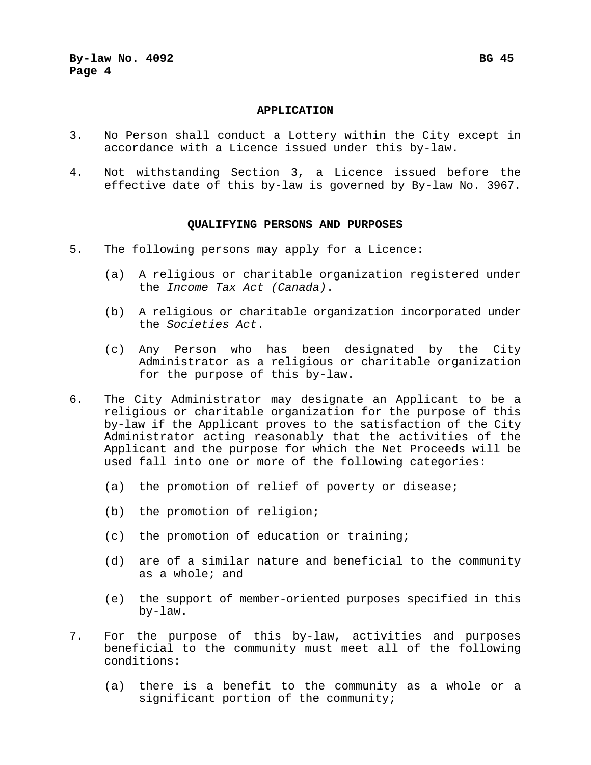## APPLICATION

3. No Person shall conduct a Lottery within the City except in accordance with a Licence issued under this by-law.

4. Not withstanding Section 3, a Licence issued before the effective date of this by-law is governed by By-law No. 3967.

## QUALIFYING PERSONS AND PURPOSES

5. The following persons may apply for a Licence:

   (a) A religious or charitable organization registered under the *Income Tax Act (Canada)*.

   (b) A religious or charitable organization incorporated under the *Societies Act*.

   (c) Any Person who has been designated by the City Administrator as a religious or charitable organization for the purpose of this by-law.

6. The City Administrator may designate an Applicant to be a religious or charitable organization for the purpose of this by-law if the Applicant proves to the satisfaction of the City Administrator acting reasonably that the activities of the Applicant and the purpose for which the Net Proceeds will be used fall into one or more of the following categories:

   (a) the promotion of relief of poverty or disease;

   (b) the promotion of religion;

   (c) the promotion of education or training;

   (d) are of a similar nature and beneficial to the community as a whole; and

   (e) the support of member-oriented purposes specified in this by-law.

7. For the purpose of this by-law, activities and purposes beneficial to the community must meet all of the following conditions:

   (a) there is a benefit to the community as a whole or a significant portion of the community;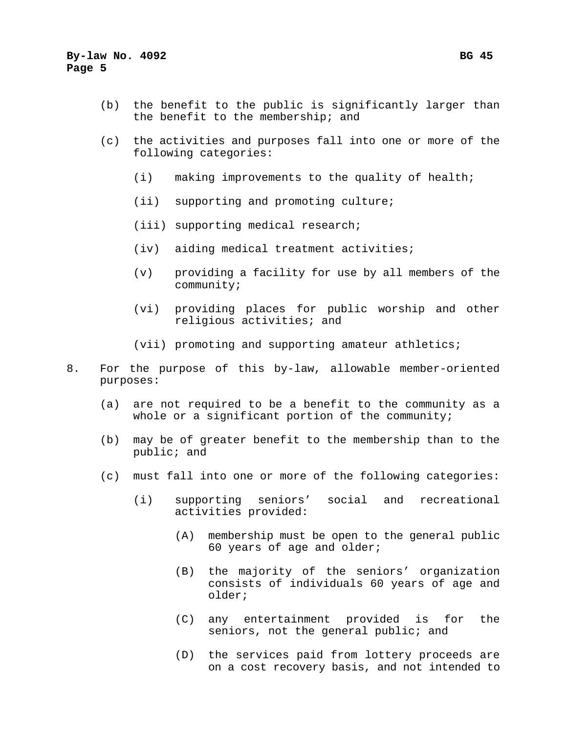(b) the benefit to the public is significantly larger than the benefit to the membership; and

(c) the activities and purposes fall into one or more of the following categories:

  (i) making improvements to the quality of health;

  (ii) supporting and promoting culture;

  (iii) supporting medical research;

  (iv) aiding medical treatment activities;

  (v) providing a facility for use by all members of the community;

  (vi) providing places for public worship and other religious activities; and

  (vii) promoting and supporting amateur athletics;

8. For the purpose of this by-law, allowable member-oriented purposes:

(a) are not required to be a benefit to the community as a whole or a significant portion of the community;

(b) may be of greater benefit to the membership than to the public; and

(c) must fall into one or more of the following categories:

  (i) supporting seniors' social and recreational activities provided:

    (A) membership must be open to the general public 60 years of age and older;

    (B) the majority of the seniors' organization consists of individuals 60 years of age and older;

    (C) any entertainment provided is for the seniors, not the general public; and

    (D) the services paid from lottery proceeds are on a cost recovery basis, and not intended to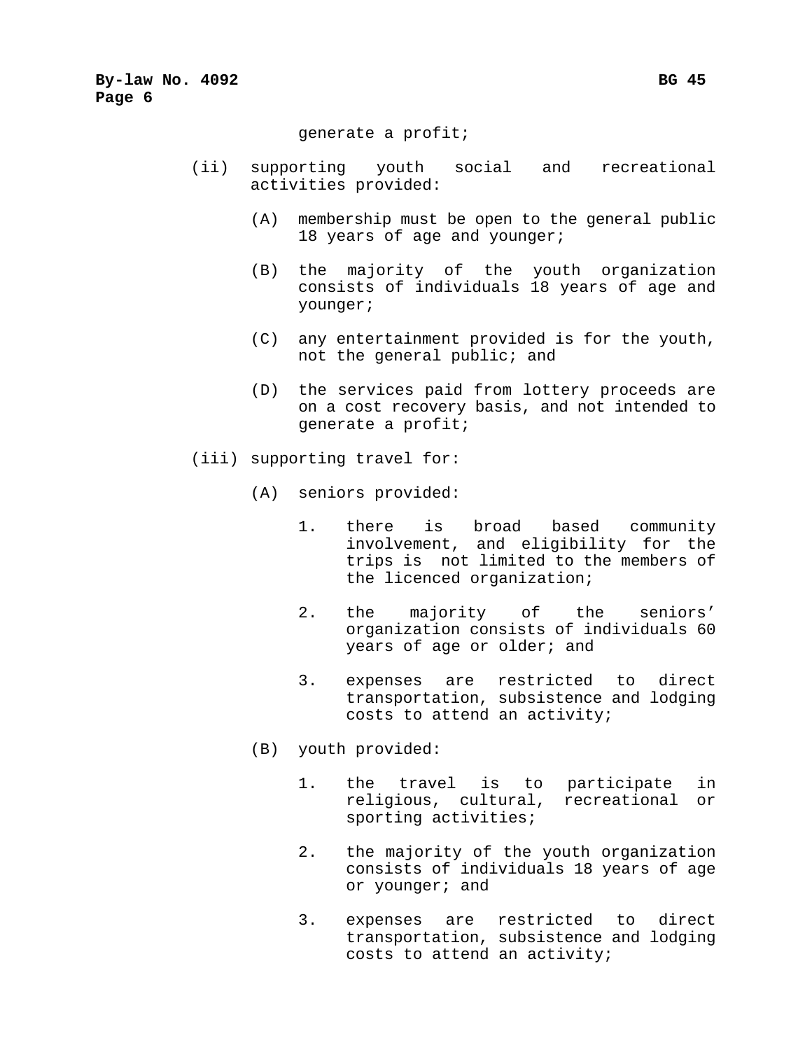generate a profit;

(ii) supporting youth social and recreational activities provided:

   (A) membership must be open to the general public 18 years of age and younger;

   (B) the majority of the youth organization consists of individuals 18 years of age and younger;

   (C) any entertainment provided is for the youth, not the general public; and

   (D) the services paid from lottery proceeds are on a cost recovery basis, and not intended to generate a profit;

(iii) supporting travel for:

   (A) seniors provided:

      1. there is broad based community involvement, and eligibility for the trips is not limited to the members of the licenced organization;

      2. the majority of the seniors' organization consists of individuals 60 years of age or older; and

      3. expenses are restricted to direct transportation, subsistence and lodging costs to attend an activity;

   (B) youth provided:

      1. the travel is to participate in religious, cultural, recreational or sporting activities;

      2. the majority of the youth organization consists of individuals 18 years of age or younger; and

      3. expenses are restricted to direct transportation, subsistence and lodging costs to attend an activity;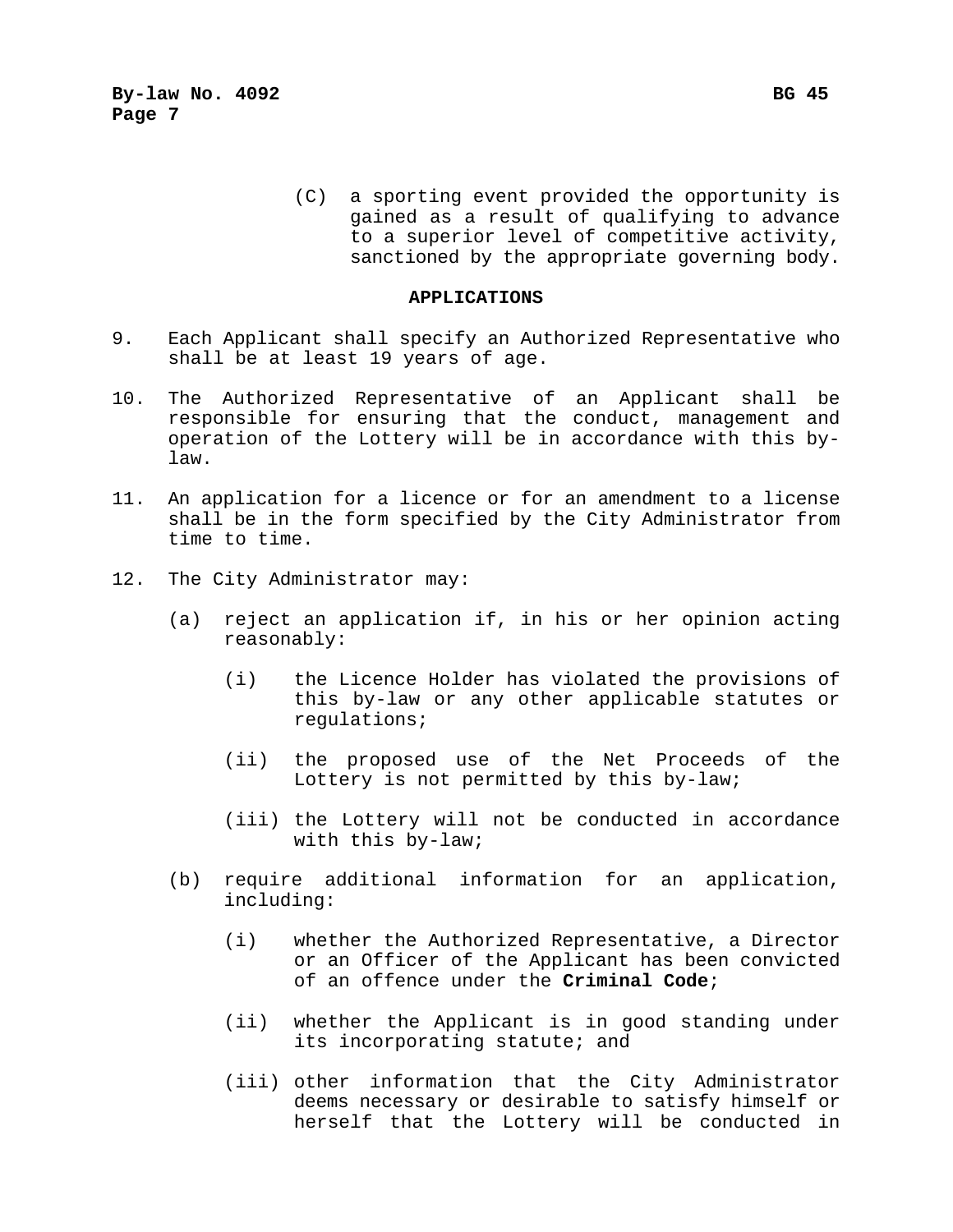(C) a sporting event provided the opportunity is gained as a result of qualifying to advance to a superior level of competitive activity, sanctioned by the appropriate governing body.

## APPLICATIONS

9. Each Applicant shall specify an Authorized Representative who shall be at least 19 years of age.

10. The Authorized Representative of an Applicant shall be responsible for ensuring that the conduct, management and operation of the Lottery will be in accordance with this by-law.

11. An application for a licence or for an amendment to a license shall be in the form specified by the City Administrator from time to time.

12. The City Administrator may:

    (a) reject an application if, in his or her opinion acting reasonably:

        (i) the Licence Holder has violated the provisions of this by-law or any other applicable statutes or regulations;

        (ii) the proposed use of the Net Proceeds of the Lottery is not permitted by this by-law;

        (iii) the Lottery will not be conducted in accordance with this by-law;

    (b) require additional information for an application, including:

        (i) whether the Authorized Representative, a Director or an Officer of the Applicant has been convicted of an offence under the **Criminal Code**;

        (ii) whether the Applicant is in good standing under its incorporating statute; and

        (iii) other information that the City Administrator deems necessary or desirable to satisfy himself or herself that the Lottery will be conducted in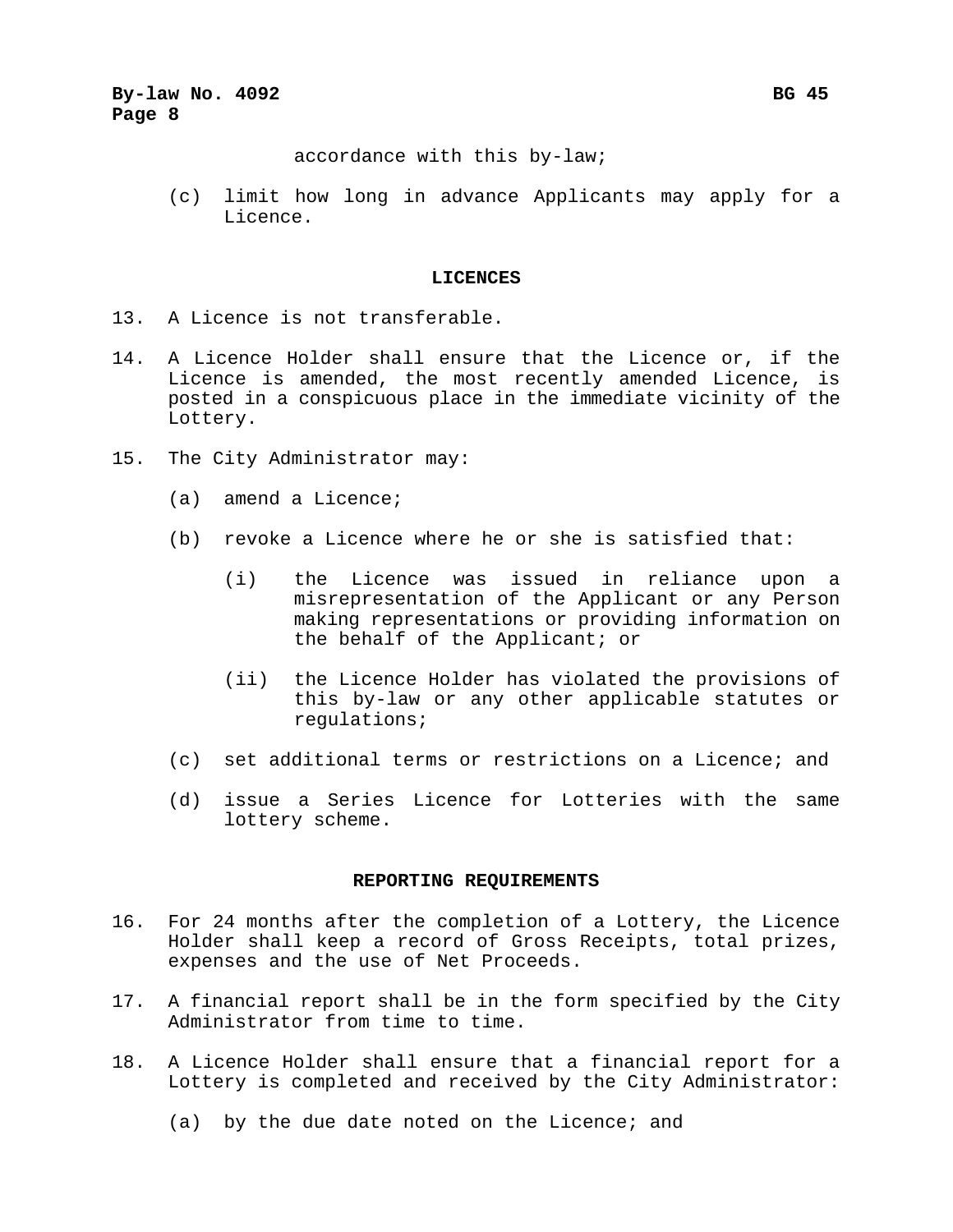accordance with this by-law;

(c) limit how long in advance Applicants may apply for a Licence.

## LICENCES

13. A Licence is not transferable.

14. A Licence Holder shall ensure that the Licence or, if the Licence is amended, the most recently amended Licence, is posted in a conspicuous place in the immediate vicinity of the Lottery.

15. The City Administrator may:

    (a) amend a Licence;

    (b) revoke a Licence where he or she is satisfied that:

        (i) the Licence was issued in reliance upon a misrepresentation of the Applicant or any Person making representations or providing information on the behalf of the Applicant; or

        (ii) the Licence Holder has violated the provisions of this by-law or any other applicable statutes or regulations;

    (c) set additional terms or restrictions on a Licence; and

    (d) issue a Series Licence for Lotteries with the same lottery scheme.

## REPORTING REQUIREMENTS

16. For 24 months after the completion of a Lottery, the Licence Holder shall keep a record of Gross Receipts, total prizes, expenses and the use of Net Proceeds.

17. A financial report shall be in the form specified by the City Administrator from time to time.

18. A Licence Holder shall ensure that a financial report for a Lottery is completed and received by the City Administrator:

    (a) by the due date noted on the Licence; and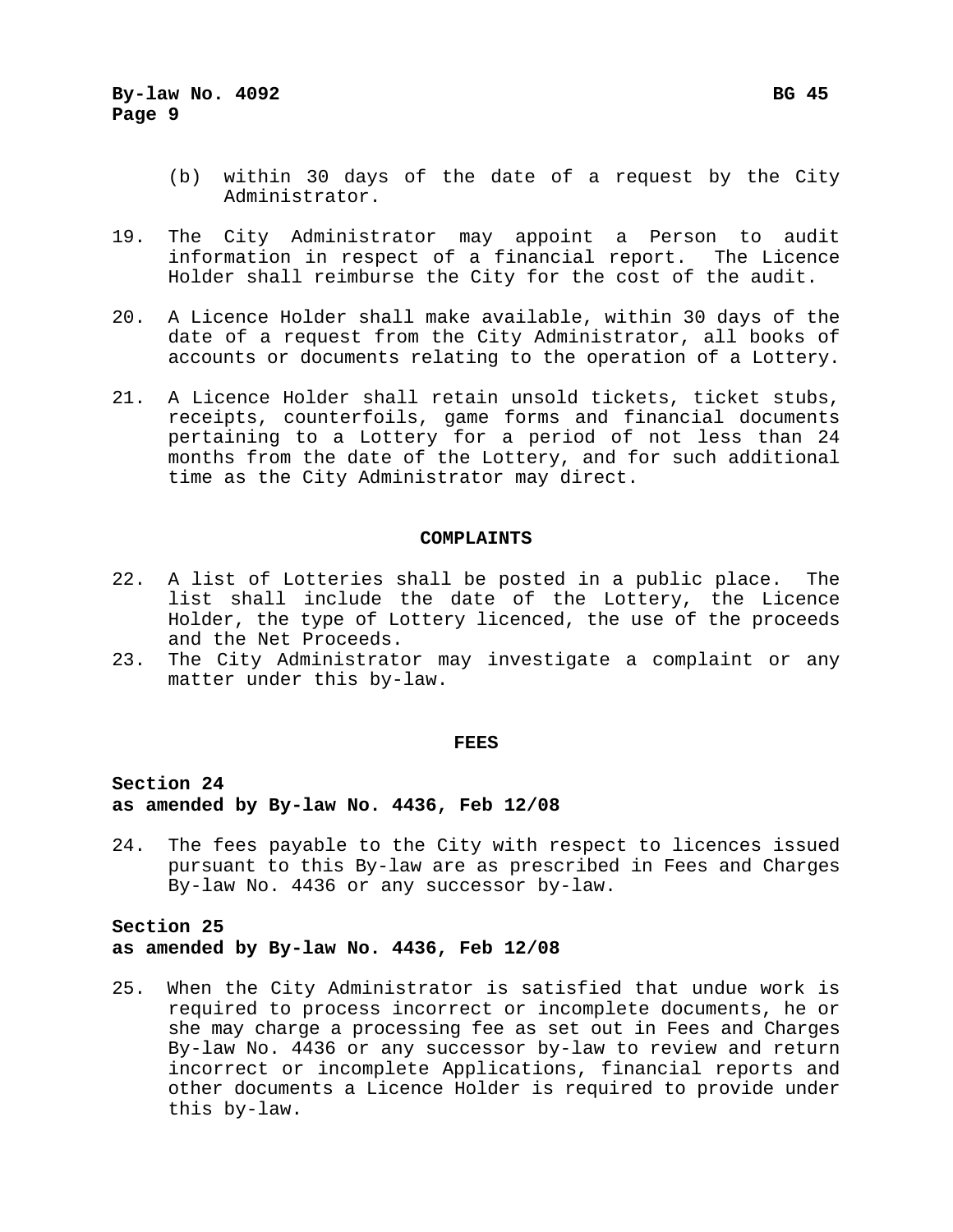(b) within 30 days of the date of a request by the City Administrator.

19. The City Administrator may appoint a Person to audit information in respect of a financial report. The Licence Holder shall reimburse the City for the cost of the audit.

20. A Licence Holder shall make available, within 30 days of the date of a request from the City Administrator, all books of accounts or documents relating to the operation of a Lottery.

21. A Licence Holder shall retain unsold tickets, ticket stubs, receipts, counterfoils, game forms and financial documents pertaining to a Lottery for a period of not less than 24 months from the date of the Lottery, and for such additional time as the City Administrator may direct.

## COMPLAINTS

22. A list of Lotteries shall be posted in a public place. The list shall include the date of the Lottery, the Licence Holder, the type of Lottery licenced, the use of the proceeds and the Net Proceeds.
23. The City Administrator may investigate a complaint or any matter under this by-law.

## FEES

**Section 24**
**as amended by By-law No. 4436, Feb 12/08**

24. The fees payable to the City with respect to licences issued pursuant to this By-law are as prescribed in Fees and Charges By-law No. 4436 or any successor by-law.

**Section 25**
**as amended by By-law No. 4436, Feb 12/08**

25. When the City Administrator is satisfied that undue work is required to process incorrect or incomplete documents, he or she may charge a processing fee as set out in Fees and Charges By-law No. 4436 or any successor by-law to review and return incorrect or incomplete Applications, financial reports and other documents a Licence Holder is required to provide under this by-law.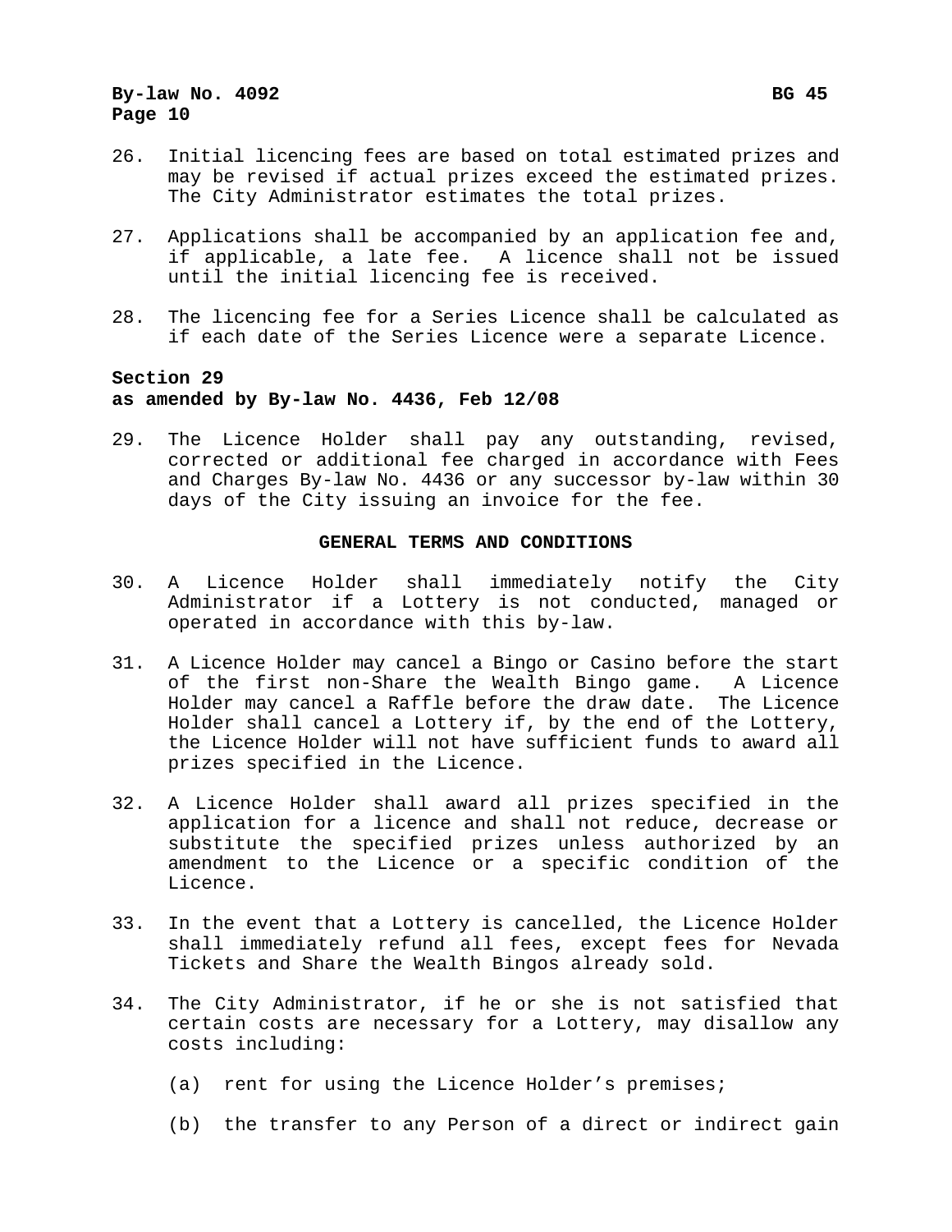26. Initial licencing fees are based on total estimated prizes and may be revised if actual prizes exceed the estimated prizes. The City Administrator estimates the total prizes.

27. Applications shall be accompanied by an application fee and, if applicable, a late fee. A licence shall not be issued until the initial licencing fee is received.

28. The licencing fee for a Series Licence shall be calculated as if each date of the Series Licence were a separate Licence.

**Section 29**
**as amended by By-law No. 4436, Feb 12/08**

29. The Licence Holder shall pay any outstanding, revised, corrected or additional fee charged in accordance with Fees and Charges By-law No. 4436 or any successor by-law within 30 days of the City issuing an invoice for the fee.

## GENERAL TERMS AND CONDITIONS

30. A Licence Holder shall immediately notify the City Administrator if a Lottery is not conducted, managed or operated in accordance with this by-law.

31. A Licence Holder may cancel a Bingo or Casino before the start of the first non-Share the Wealth Bingo game. A Licence Holder may cancel a Raffle before the draw date. The Licence Holder shall cancel a Lottery if, by the end of the Lottery, the Licence Holder will not have sufficient funds to award all prizes specified in the Licence.

32. A Licence Holder shall award all prizes specified in the application for a licence and shall not reduce, decrease or substitute the specified prizes unless authorized by an amendment to the Licence or a specific condition of the Licence.

33. In the event that a Lottery is cancelled, the Licence Holder shall immediately refund all fees, except fees for Nevada Tickets and Share the Wealth Bingos already sold.

34. The City Administrator, if he or she is not satisfied that certain costs are necessary for a Lottery, may disallow any costs including:

    (a) rent for using the Licence Holder's premises;

    (b) the transfer to any Person of a direct or indirect gain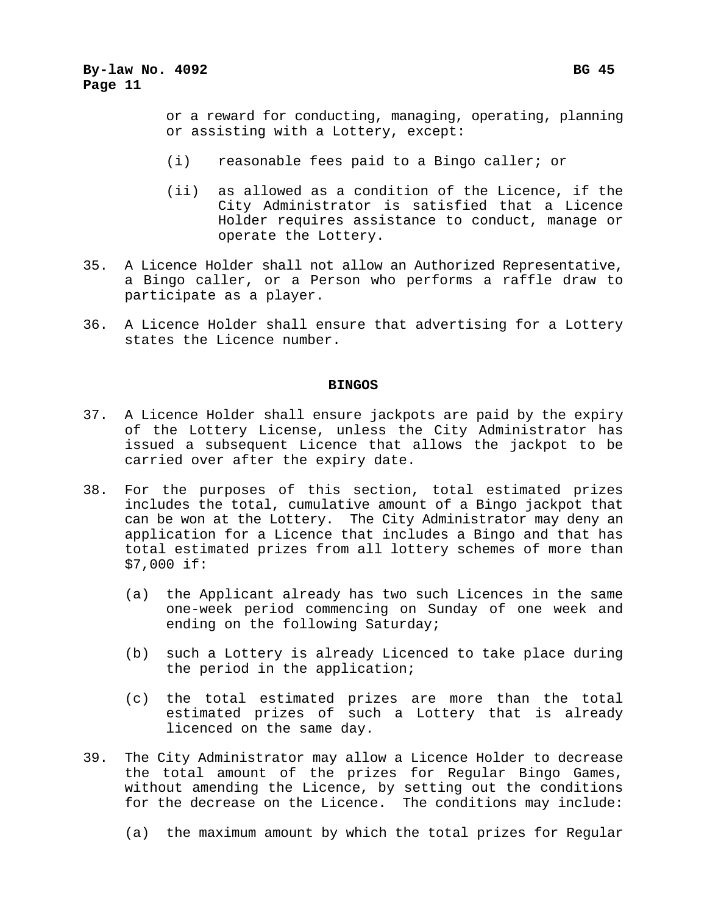or a reward for conducting, managing, operating, planning or assisting with a Lottery, except:

(i) reasonable fees paid to a Bingo caller; or

(ii) as allowed as a condition of the Licence, if the City Administrator is satisfied that a Licence Holder requires assistance to conduct, manage or operate the Lottery.

35. A Licence Holder shall not allow an Authorized Representative, a Bingo caller, or a Person who performs a raffle draw to participate as a player.

36. A Licence Holder shall ensure that advertising for a Lottery states the Licence number.

## BINGOS

37. A Licence Holder shall ensure jackpots are paid by the expiry of the Lottery License, unless the City Administrator has issued a subsequent Licence that allows the jackpot to be carried over after the expiry date.

38. For the purposes of this section, total estimated prizes includes the total, cumulative amount of a Bingo jackpot that can be won at the Lottery. The City Administrator may deny an application for a Licence that includes a Bingo and that has total estimated prizes from all lottery schemes of more than $7,000 if:

(a) the Applicant already has two such Licences in the same one-week period commencing on Sunday of one week and ending on the following Saturday;

(b) such a Lottery is already Licenced to take place during the period in the application;

(c) the total estimated prizes are more than the total estimated prizes of such a Lottery that is already licenced on the same day.

39. The City Administrator may allow a Licence Holder to decrease the total amount of the prizes for Regular Bingo Games, without amending the Licence, by setting out the conditions for the decrease on the Licence. The conditions may include:

(a) the maximum amount by which the total prizes for Regular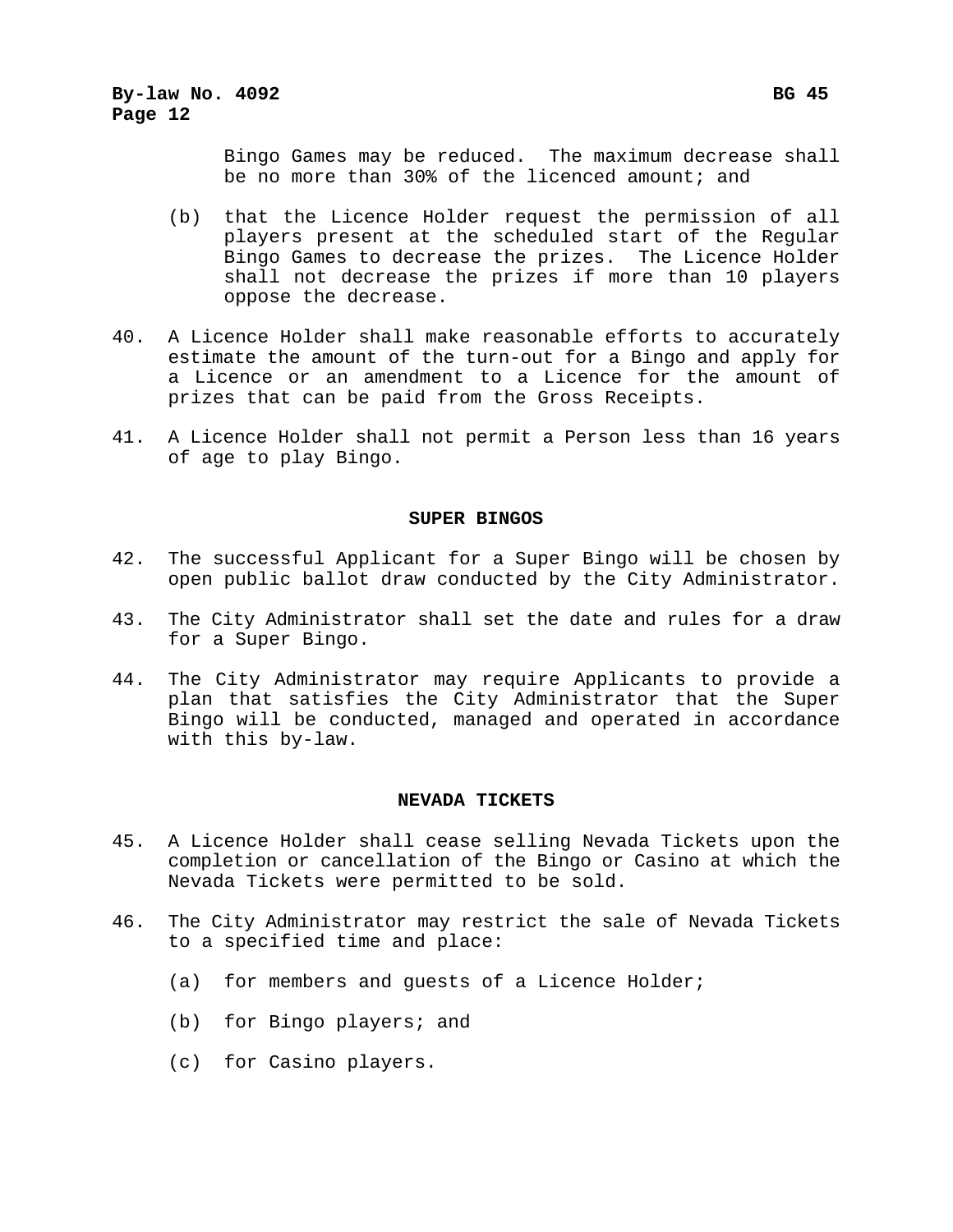Bingo Games may be reduced. The maximum decrease shall be no more than 30% of the licenced amount; and

(b) that the Licence Holder request the permission of all players present at the scheduled start of the Regular Bingo Games to decrease the prizes. The Licence Holder shall not decrease the prizes if more than 10 players oppose the decrease.

40. A Licence Holder shall make reasonable efforts to accurately estimate the amount of the turn-out for a Bingo and apply for a Licence or an amendment to a Licence for the amount of prizes that can be paid from the Gross Receipts.

41. A Licence Holder shall not permit a Person less than 16 years of age to play Bingo.

## SUPER BINGOS

42. The successful Applicant for a Super Bingo will be chosen by open public ballot draw conducted by the City Administrator.

43. The City Administrator shall set the date and rules for a draw for a Super Bingo.

44. The City Administrator may require Applicants to provide a plan that satisfies the City Administrator that the Super Bingo will be conducted, managed and operated in accordance with this by-law.

## NEVADA TICKETS

45. A Licence Holder shall cease selling Nevada Tickets upon the completion or cancellation of the Bingo or Casino at which the Nevada Tickets were permitted to be sold.

46. The City Administrator may restrict the sale of Nevada Tickets to a specified time and place:

    (a) for members and guests of a Licence Holder;

    (b) for Bingo players; and

    (c) for Casino players.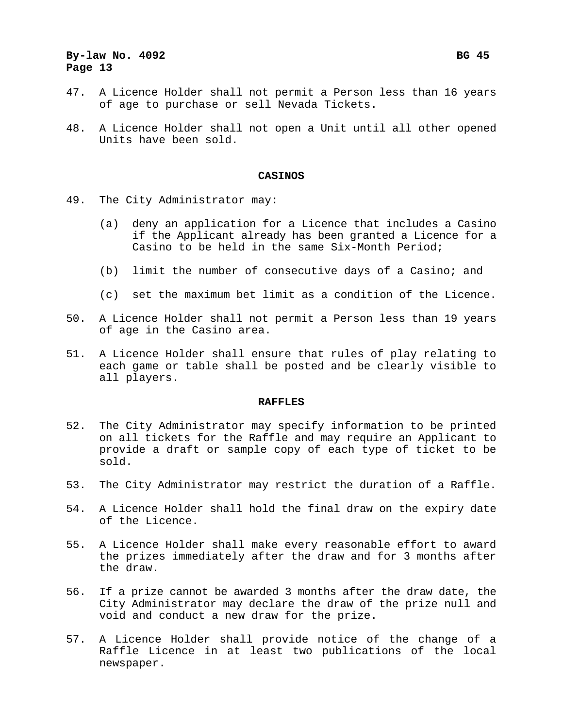47. A Licence Holder shall not permit a Person less than 16 years of age to purchase or sell Nevada Tickets.

48. A Licence Holder shall not open a Unit until all other opened Units have been sold.

## CASINOS

49. The City Administrator may:

    (a) deny an application for a Licence that includes a Casino if the Applicant already has been granted a Licence for a Casino to be held in the same Six-Month Period;

    (b) limit the number of consecutive days of a Casino; and

    (c) set the maximum bet limit as a condition of the Licence.

50. A Licence Holder shall not permit a Person less than 19 years of age in the Casino area.

51. A Licence Holder shall ensure that rules of play relating to each game or table shall be posted and be clearly visible to all players.

## RAFFLES

52. The City Administrator may specify information to be printed on all tickets for the Raffle and may require an Applicant to provide a draft or sample copy of each type of ticket to be sold.

53. The City Administrator may restrict the duration of a Raffle.

54. A Licence Holder shall hold the final draw on the expiry date of the Licence.

55. A Licence Holder shall make every reasonable effort to award the prizes immediately after the draw and for 3 months after the draw.

56. If a prize cannot be awarded 3 months after the draw date, the City Administrator may declare the draw of the prize null and void and conduct a new draw for the prize.

57. A Licence Holder shall provide notice of the change of a Raffle Licence in at least two publications of the local newspaper.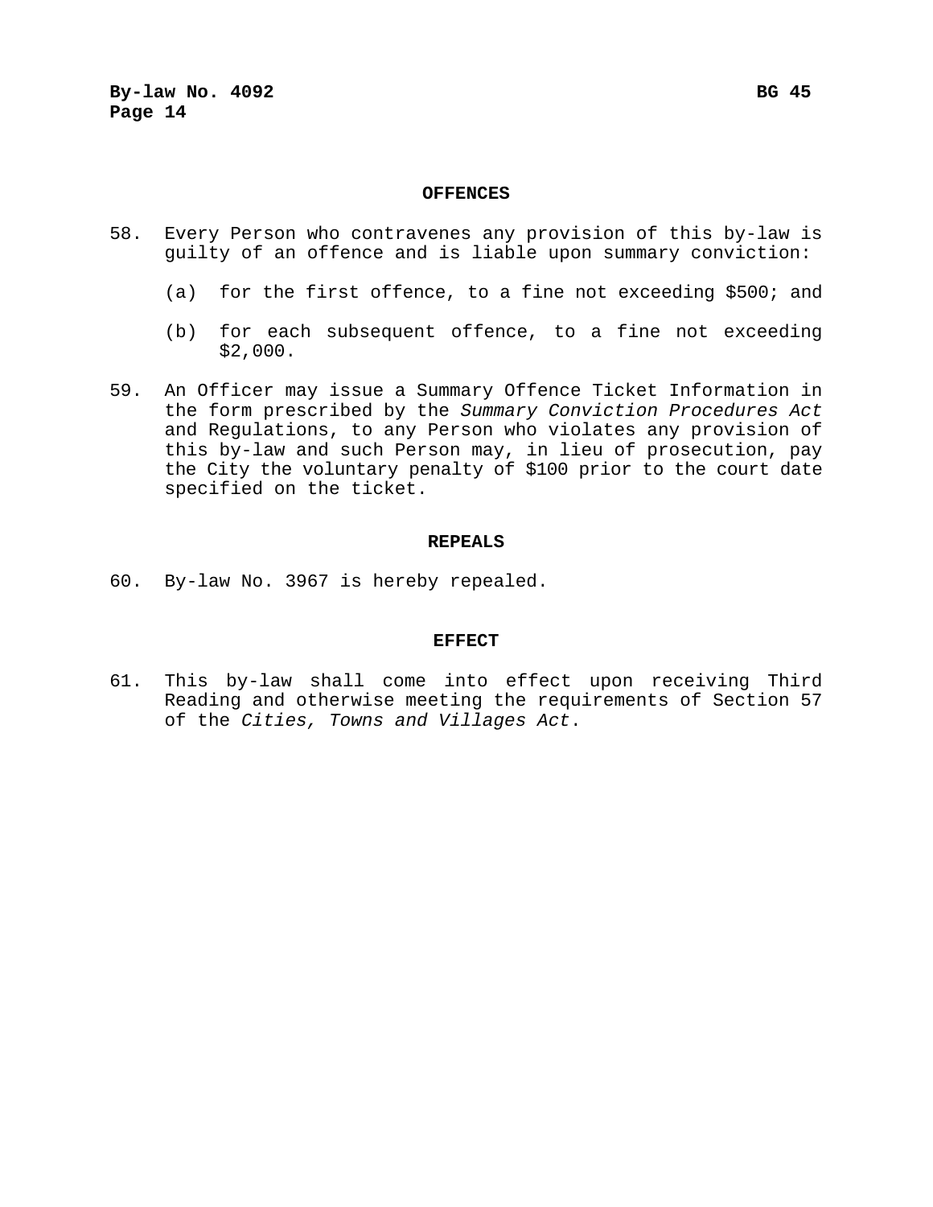## OFFENCES

58. Every Person who contravenes any provision of this by-law is guilty of an offence and is liable upon summary conviction:

    (a) for the first offence, to a fine not exceeding $500; and

    (b) for each subsequent offence, to a fine not exceeding $2,000.

59. An Officer may issue a Summary Offence Ticket Information in the form prescribed by the *Summary Conviction Procedures Act* and Regulations, to any Person who violates any provision of this by-law and such Person may, in lieu of prosecution, pay the City the voluntary penalty of $100 prior to the court date specified on the ticket.

## REPEALS

60. By-law No. 3967 is hereby repealed.

## EFFECT

61. This by-law shall come into effect upon receiving Third Reading and otherwise meeting the requirements of Section 57 of the *Cities, Towns and Villages Act*.